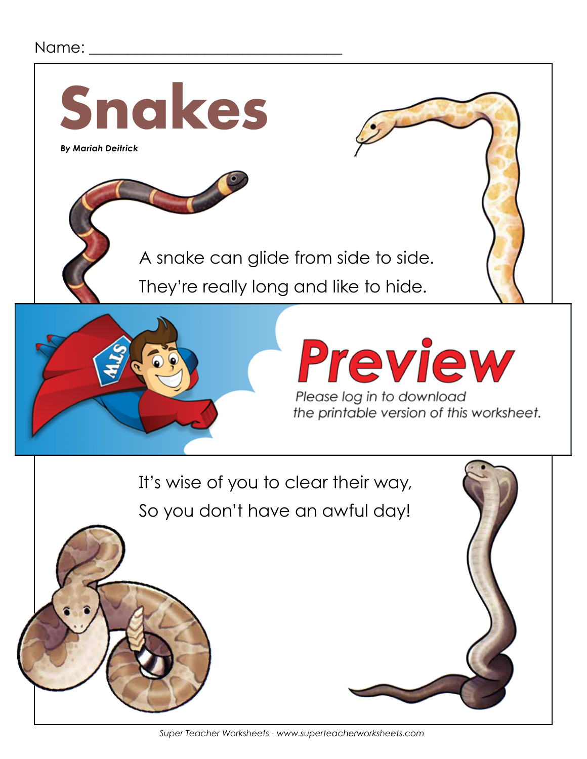Name: ______________________________

# Snakes

***By Mariah Deitrick***

A snake can glide from side to side.
They're really long and like to hide.

# Preview

*Please log in to download the printable version of this worksheet.*

It's wise of you to clear their way,
So you don't have an awful day!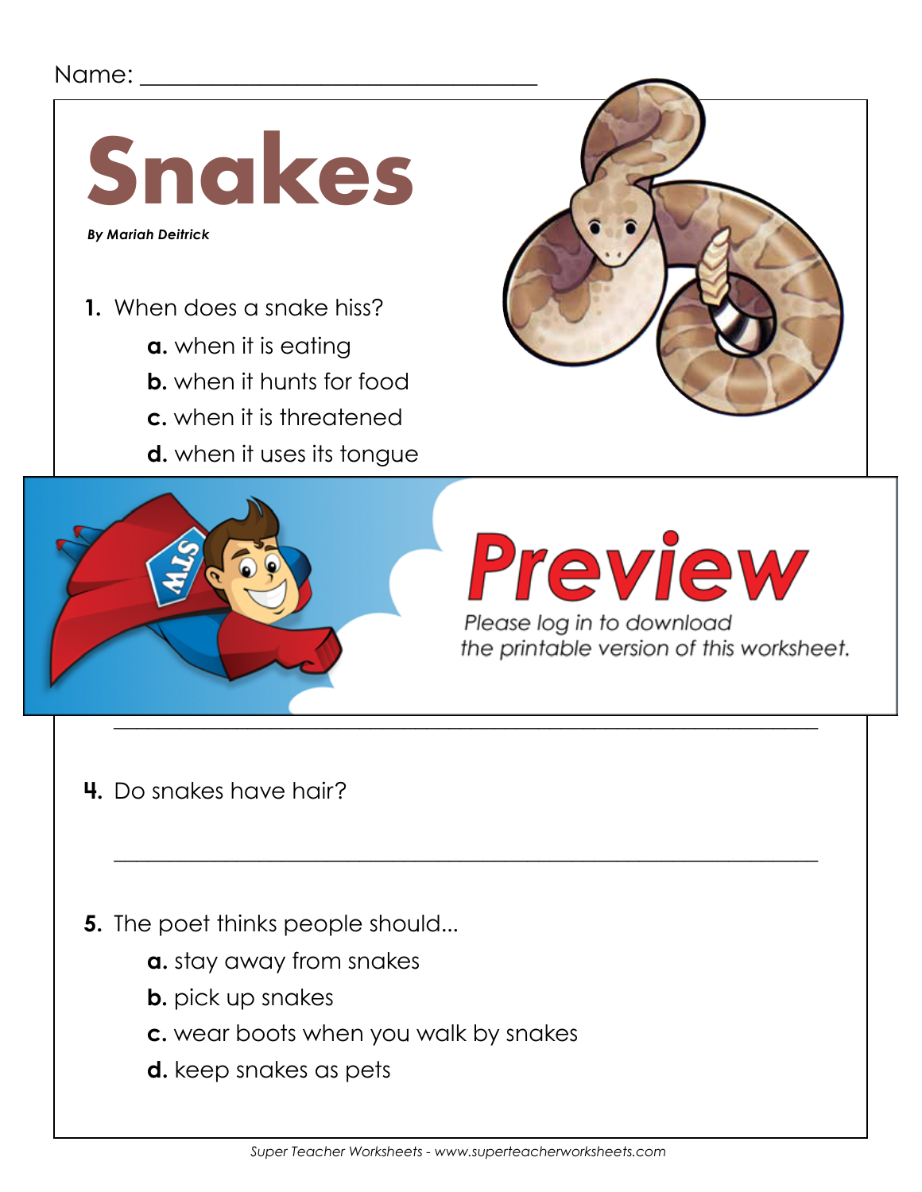Name: ________________________________

# Snakes

***By Mariah Deitrick***

**1.** When does a snake hiss?

- **a.** when it is eating
- **b.** when it hunts for food
- **c.** when it is threatened
- **d.** when it uses its tongue

**Preview**

*Please log in to download the printable version of this worksheet.*

_______________________________________________________________

**4.** Do snakes have hair?

_______________________________________________________________

**5.** The poet thinks people should...

- **a.** stay away from snakes
- **b.** pick up snakes
- **c.** wear boots when you walk by snakes
- **d.** keep snakes as pets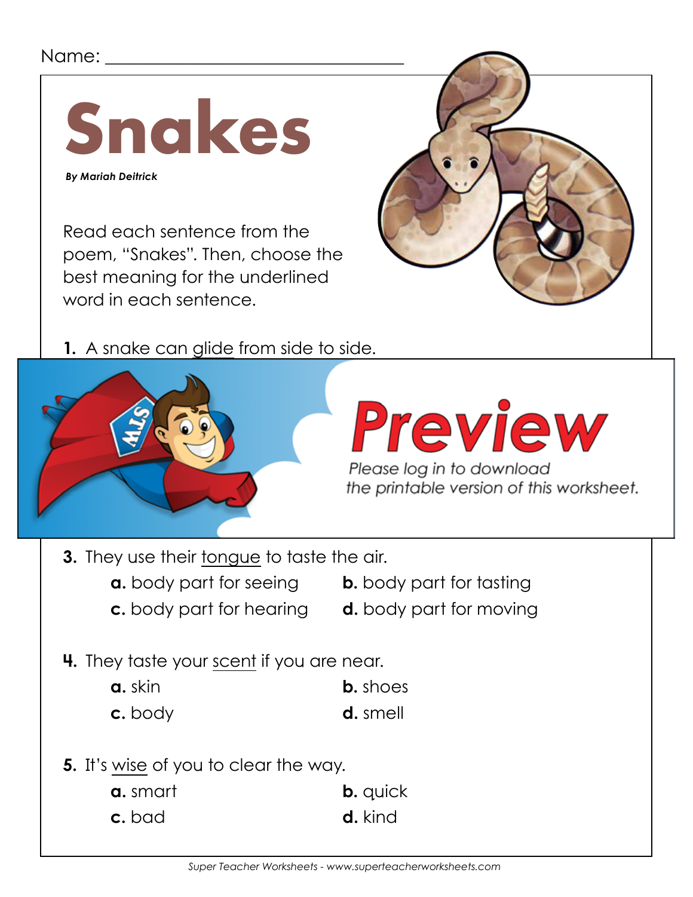Name: ________________________________

# Snakes

***By Mariah Deitrick***

Read each sentence from the poem, "Snakes". Then, choose the best meaning for the underlined word in each sentence.

**1.** A snake can <u>glide</u> from side to side.

**Preview**

*Please log in to download the printable version of this worksheet.*

**3.** They use their <u>tongue</u> to taste the air.

**a.** body part for seeing  **b.** body part for tasting
**c.** body part for hearing  **d.** body part for moving

**4.** They taste your <u>scent</u> if you are near.

**a.** skin  **b.** shoes
**c.** body  **d.** smell

**5.** It's <u>wise</u> of you to clear the way.

**a.** smart  **b.** quick
**c.** bad  **d.** kind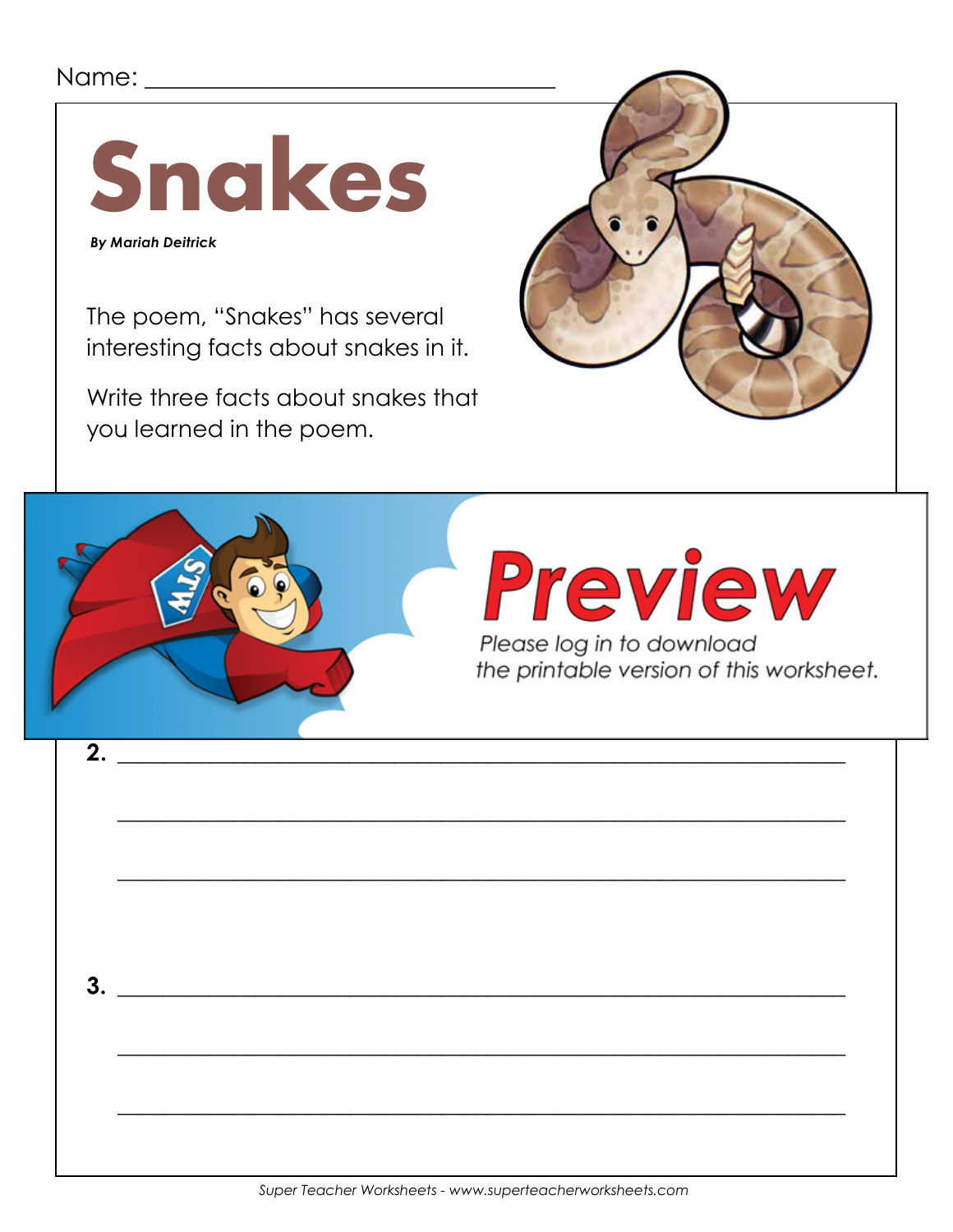Name: ______________________________

# Snakes

***By Mariah Deitrick***

The poem, "Snakes" has several interesting facts about snakes in it.

Write three facts about snakes that you learned in the poem.

**Preview**

*Please log in to download the printable version of this worksheet.*

**2.** ____________________________________________________________

____________________________________________________________

____________________________________________________________

**3.** ____________________________________________________________

____________________________________________________________

____________________________________________________________

*Super Teacher Worksheets - www.superteacherworksheets.com*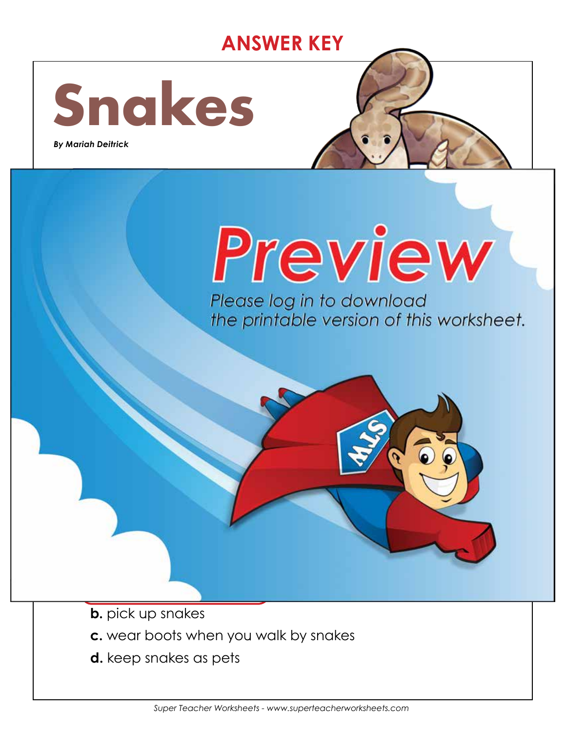ANSWER KEY

# Snakes

***By Mariah Deitrick***

**b.** pick up snakes

**c.** wear boots when you walk by snakes

**d.** keep snakes as pets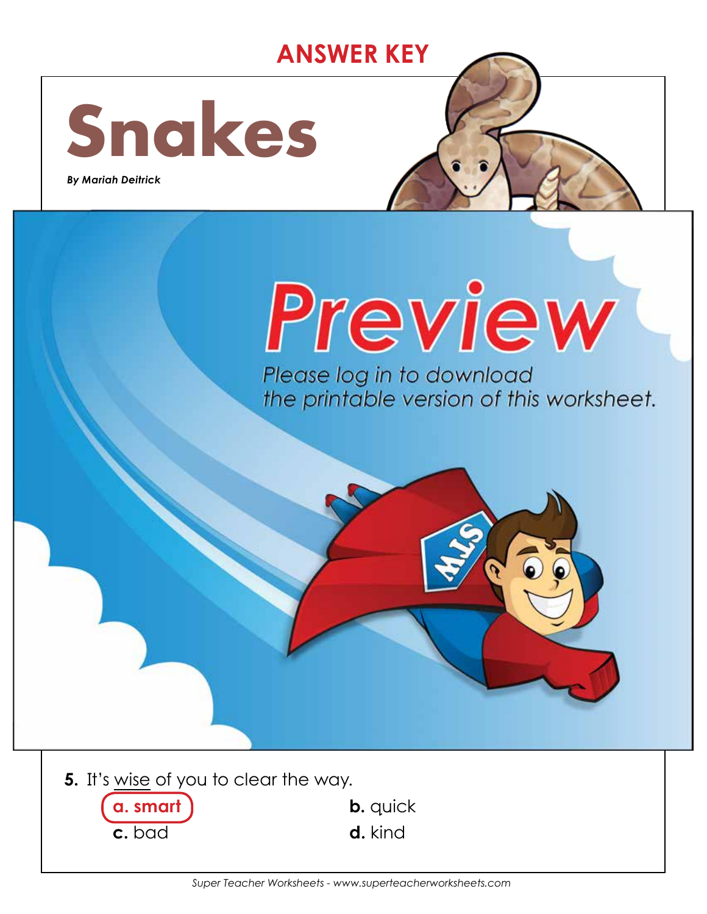**ANSWER KEY**

# Snakes

*By Mariah Deitrick*

**5.** It's <u>wise</u> of you to clear the way.

**a. smart** (circled)
**b.** quick
**c.** bad
**d.** kind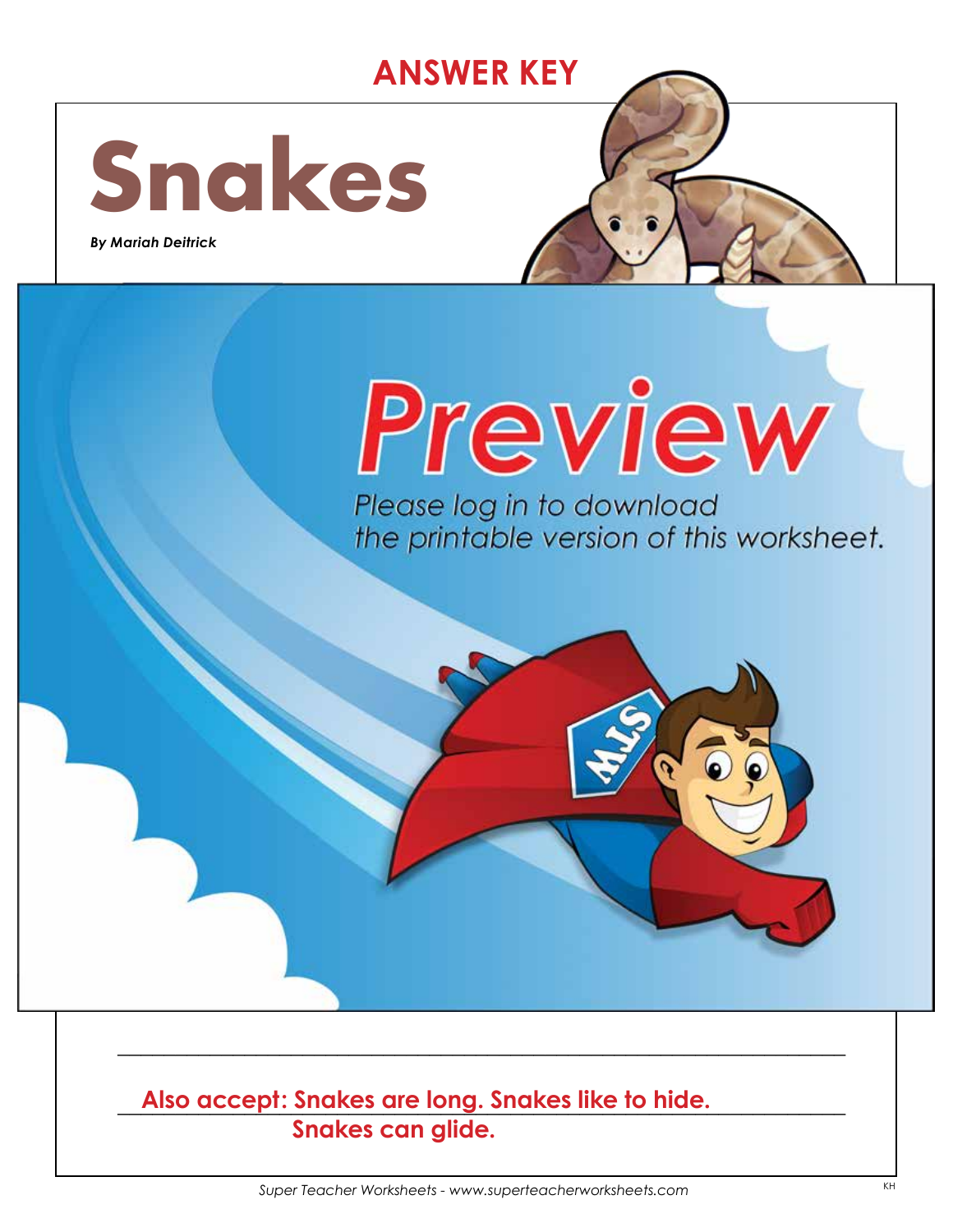**ANSWER KEY**

# Snakes

***By Mariah Deitrick***

Also accept: Snakes are long. Snakes like to hide. Snakes can glide.